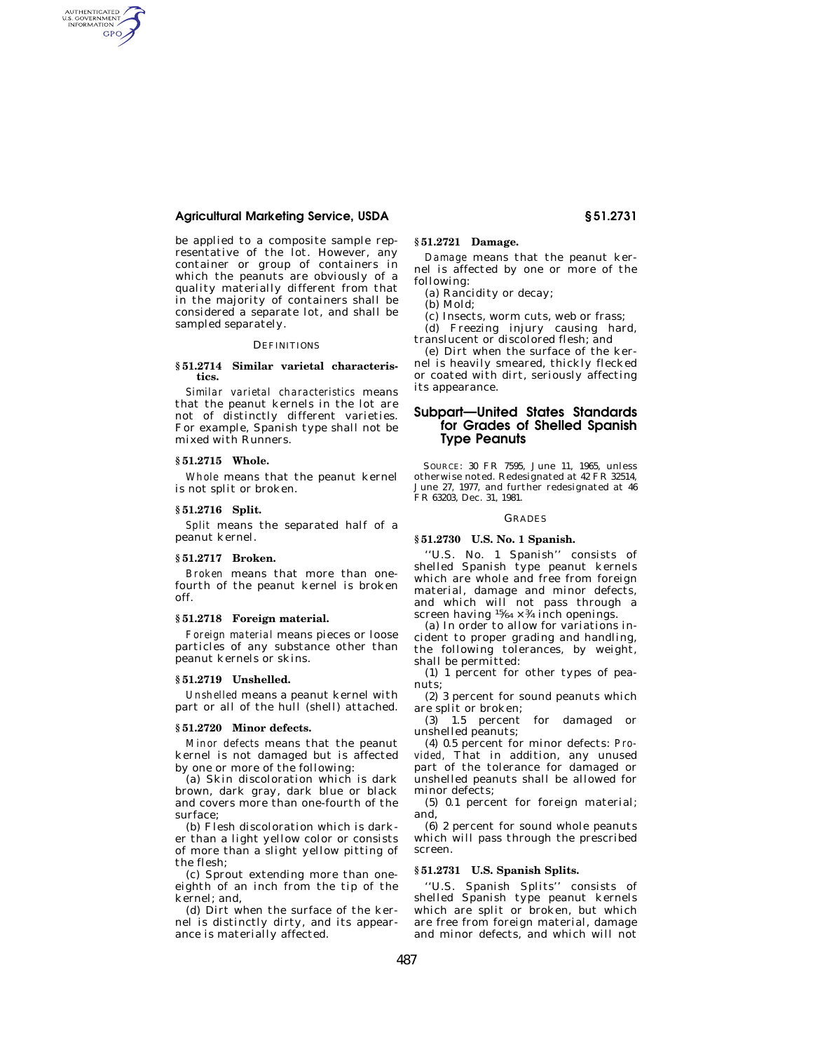be applied to a composite sample representative of the lot. However, any container or group of containers in which the peanuts are obviously of a quality materially different from that in the majority of containers shall be considered a separate lot, and shall be sampled separately.

DEFINITIONS

**§ 51.2714 Similar varietal characteristics.**

*Similar varietal characteristics* means that the peanut kernels in the lot are not of distinctly different varieties. For example, Spanish type shall not be mixed with Runners.

**§ 51.2715 Whole.**

*Whole* means that the peanut kernel is not split or broken.

**§ 51.2716 Split.**

*Split* means the separated half of a peanut kernel.

**§ 51.2717 Broken.**

*Broken* means that more than one-fourth of the peanut kernel is broken off.

**§ 51.2718 Foreign material.**

*Foreign material* means pieces or loose particles of any substance other than peanut kernels or skins.

**§ 51.2719 Unshelled.**

*Unshelled* means a peanut kernel with part or all of the hull (shell) attached.

**§ 51.2720 Minor defects.**

*Minor defects* means that the peanut kernel is not damaged but is affected by one or more of the following:

(a) Skin discoloration which is dark brown, dark gray, dark blue or black and covers more than one-fourth of the surface;

(b) Flesh discoloration which is darker than a light yellow color or consists of more than a slight yellow pitting of the flesh;

(c) Sprout extending more than one-eighth of an inch from the tip of the kernel; and,

(d) Dirt when the surface of the kernel is distinctly dirty, and its appearance is materially affected.

**§ 51.2721 Damage.**

*Damage* means that the peanut kernel is affected by one or more of the following:

(a) Rancidity or decay;

(b) Mold;

(c) Insects, worm cuts, web or frass;

(d) Freezing injury causing hard, translucent or discolored flesh; and

(e) Dirt when the surface of the kernel is heavily smeared, thickly flecked or coated with dirt, seriously affecting its appearance.

## Subpart—United States Standards for Grades of Shelled Spanish Type Peanuts

SOURCE: 30 FR 7595, June 11, 1965, unless otherwise noted. Redesignated at 42 FR 32514, June 27, 1977, and further redesignated at 46 FR 63203, Dec. 31, 1981.

GRADES

**§ 51.2730 U.S. No. 1 Spanish.**

"U.S. No. 1 Spanish" consists of shelled Spanish type peanut kernels which are whole and free from foreign material, damage and minor defects, and which will not pass through a screen having $\frac{15}{64} \times \frac{3}{4}$ inch openings.

(a) In order to allow for variations incident to proper grading and handling, the following tolerances, by weight, shall be permitted:

(1) 1 percent for other types of peanuts;

(2) 3 percent for sound peanuts which are split or broken;

(3) 1.5 percent for damaged or unshelled peanuts;

(4) 0.5 percent for minor defects: *Provided,* That in addition, any unused part of the tolerance for damaged or unshelled peanuts shall be allowed for minor defects;

(5) 0.1 percent for foreign material; and,

(6) 2 percent for sound whole peanuts which will pass through the prescribed screen.

**§ 51.2731 U.S. Spanish Splits.**

"U.S. Spanish Splits" consists of shelled Spanish type peanut kernels which are split or broken, but which are free from foreign material, damage and minor defects, and which will not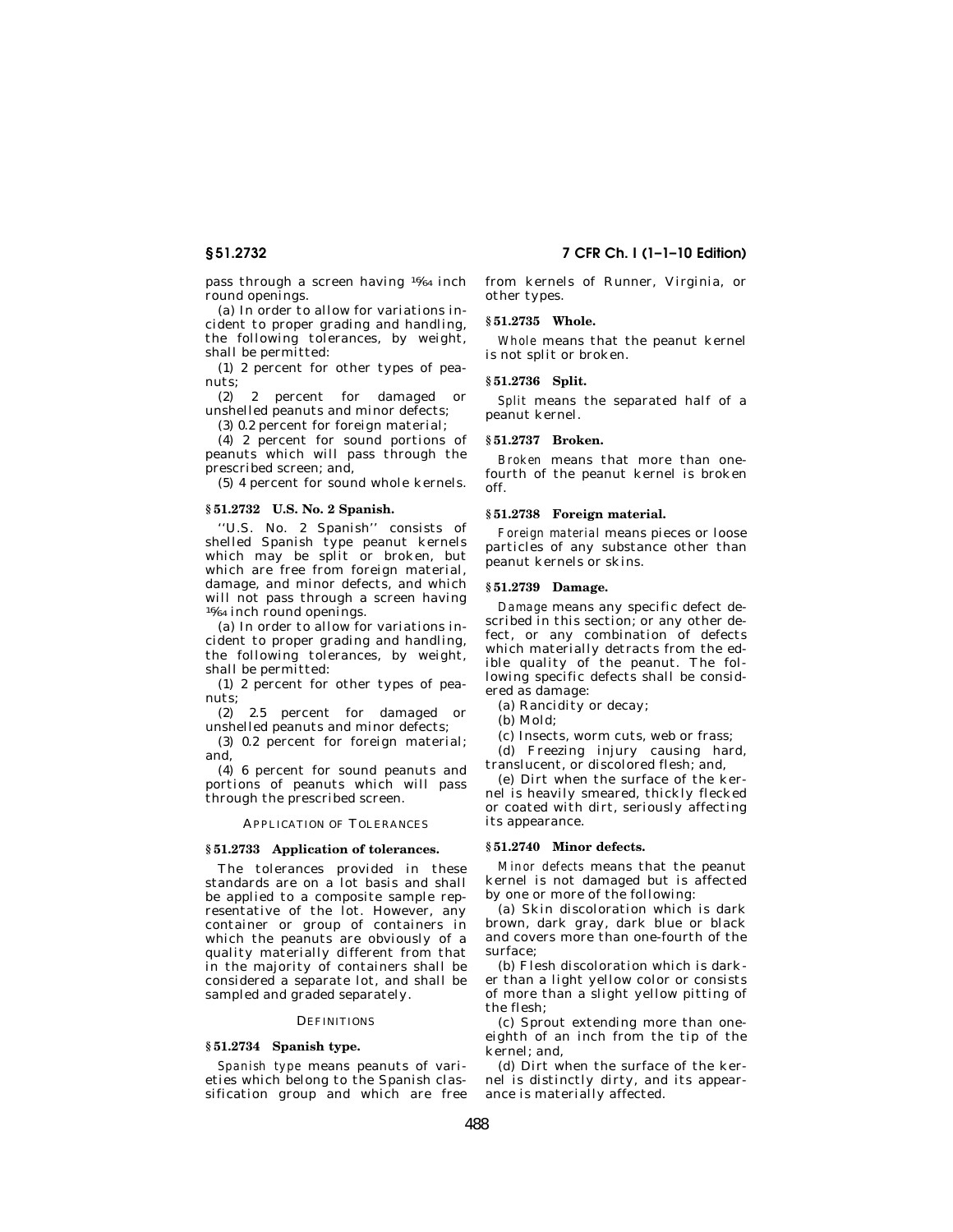pass through a screen having $^{16}/_{64}$ inch round openings.

(a) In order to allow for variations incident to proper grading and handling, the following tolerances, by weight, shall be permitted:

(1) 2 percent for other types of peanuts;

(2) 2 percent for damaged or unshelled peanuts and minor defects;

(3) 0.2 percent for foreign material;

(4) 2 percent for sound portions of peanuts which will pass through the prescribed screen; and,

(5) 4 percent for sound whole kernels.

### § 51.2732 U.S. No. 2 Spanish.

''U.S. No. 2 Spanish'' consists of shelled Spanish type peanut kernels which may be split or broken, but which are free from foreign material, damage, and minor defects, and which will not pass through a screen having $^{16}/_{64}$ inch round openings.

(a) In order to allow for variations incident to proper grading and handling, the following tolerances, by weight, shall be permitted:

(1) 2 percent for other types of peanuts;

(2) 2.5 percent for damaged or unshelled peanuts and minor defects;

(3) 0.2 percent for foreign material; and,

(4) 6 percent for sound peanuts and portions of peanuts which will pass through the prescribed screen.

## APPLICATION OF TOLERANCES

### § 51.2733 Application of tolerances.

The tolerances provided in these standards are on a lot basis and shall be applied to a composite sample representative of the lot. However, any container or group of containers in which the peanuts are obviously of a quality materially different from that in the majority of containers shall be considered a separate lot, and shall be sampled and graded separately.

## DEFINITIONS

### § 51.2734 Spanish type.

*Spanish type* means peanuts of varieties which belong to the Spanish classification group and which are free from kernels of Runner, Virginia, or other types.

### § 51.2735 Whole.

*Whole* means that the peanut kernel is not split or broken.

### § 51.2736 Split.

*Split* means the separated half of a peanut kernel.

### § 51.2737 Broken.

*Broken* means that more than one-fourth of the peanut kernel is broken off.

### § 51.2738 Foreign material.

*Foreign material* means pieces or loose particles of any substance other than peanut kernels or skins.

### § 51.2739 Damage.

*Damage* means any specific defect described in this section; or any other defect, or any combination of defects which materially detracts from the edible quality of the peanut. The following specific defects shall be considered as damage:

(a) Rancidity or decay;

(b) Mold;

(c) Insects, worm cuts, web or frass;

(d) Freezing injury causing hard, translucent, or discolored flesh; and,

(e) Dirt when the surface of the kernel is heavily smeared, thickly flecked or coated with dirt, seriously affecting its appearance.

### § 51.2740 Minor defects.

*Minor defects* means that the peanut kernel is not damaged but is affected by one or more of the following:

(a) Skin discoloration which is dark brown, dark gray, dark blue or black and covers more than one-fourth of the surface;

(b) Flesh discoloration which is darker than a light yellow color or consists of more than a slight yellow pitting of the flesh;

(c) Sprout extending more than one-eighth of an inch from the tip of the kernel; and,

(d) Dirt when the surface of the kernel is distinctly dirty, and its appearance is materially affected.